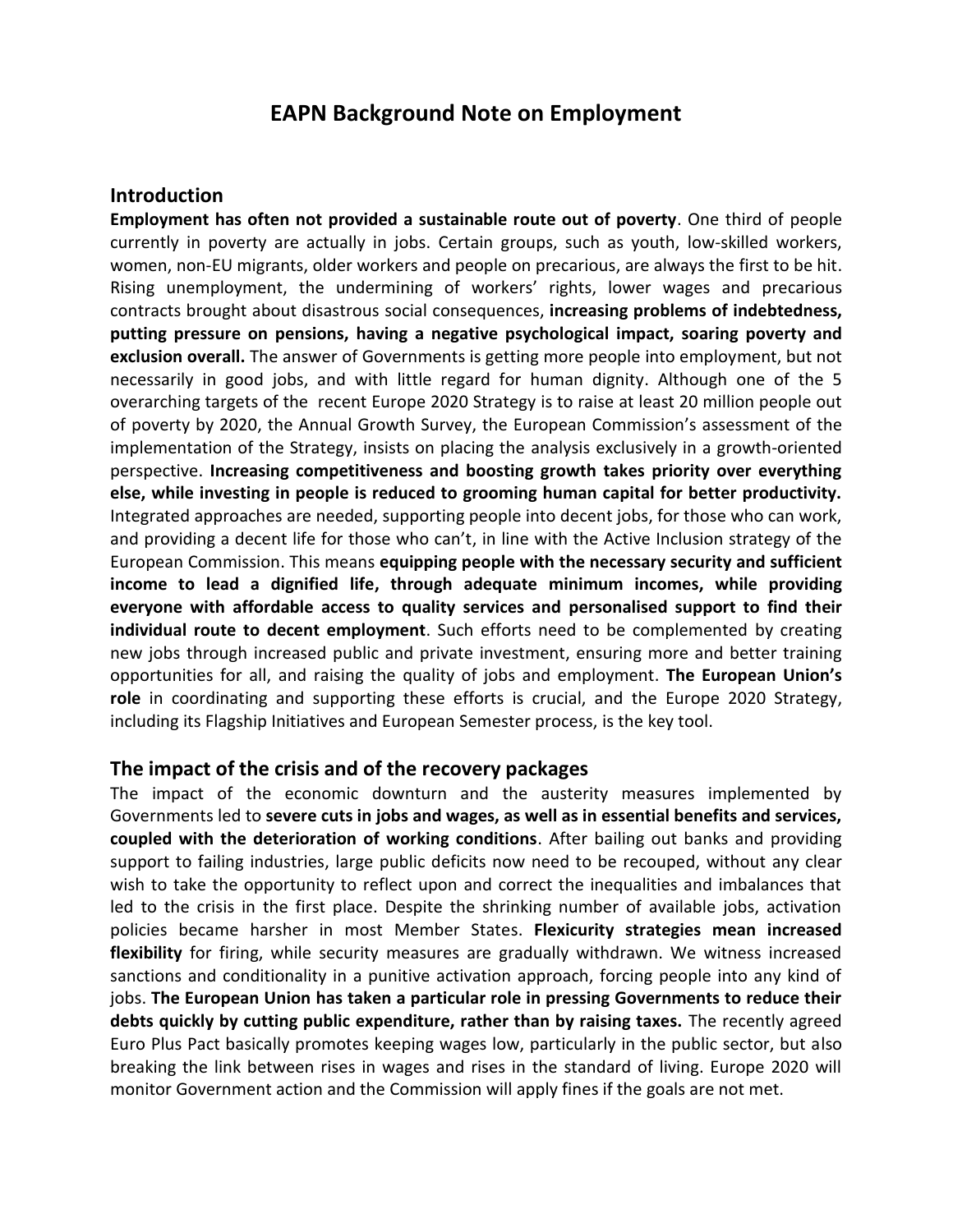# EAPN Background Note on Employment

## Introduction

**Employment has often not provided a sustainable route out of poverty**. One third of people currently in poverty are actually in jobs. Certain groups, such as youth, low-skilled workers, women, non-EU migrants, older workers and people on precarious, are always the first to be hit. Rising unemployment, the undermining of workers' rights, lower wages and precarious contracts brought about disastrous social consequences, **increasing problems of indebtedness, putting pressure on pensions, having a negative psychological impact, soaring poverty and exclusion overall.** The answer of Governments is getting more people into employment, but not necessarily in good jobs, and with little regard for human dignity. Although one of the 5 overarching targets of the recent Europe 2020 Strategy is to raise at least 20 million people out of poverty by 2020, the Annual Growth Survey, the European Commission's assessment of the implementation of the Strategy, insists on placing the analysis exclusively in a growth-oriented perspective. **Increasing competitiveness and boosting growth takes priority over everything else, while investing in people is reduced to grooming human capital for better productivity.** Integrated approaches are needed, supporting people into decent jobs, for those who can work, and providing a decent life for those who can't, in line with the Active Inclusion strategy of the European Commission. This means **equipping people with the necessary security and sufficient income to lead a dignified life, through adequate minimum incomes, while providing everyone with affordable access to quality services and personalised support to find their individual route to decent employment**. Such efforts need to be complemented by creating new jobs through increased public and private investment, ensuring more and better training opportunities for all, and raising the quality of jobs and employment. **The European Union's role** in coordinating and supporting these efforts is crucial, and the Europe 2020 Strategy, including its Flagship Initiatives and European Semester process, is the key tool.

## The impact of the crisis and of the recovery packages

The impact of the economic downturn and the austerity measures implemented by Governments led to **severe cuts in jobs and wages, as well as in essential benefits and services, coupled with the deterioration of working conditions**. After bailing out banks and providing support to failing industries, large public deficits now need to be recouped, without any clear wish to take the opportunity to reflect upon and correct the inequalities and imbalances that led to the crisis in the first place. Despite the shrinking number of available jobs, activation policies became harsher in most Member States. **Flexicurity strategies mean increased flexibility** for firing, while security measures are gradually withdrawn. We witness increased sanctions and conditionality in a punitive activation approach, forcing people into any kind of jobs. **The European Union has taken a particular role in pressing Governments to reduce their debts quickly by cutting public expenditure, rather than by raising taxes.** The recently agreed Euro Plus Pact basically promotes keeping wages low, particularly in the public sector, but also breaking the link between rises in wages and rises in the standard of living. Europe 2020 will monitor Government action and the Commission will apply fines if the goals are not met.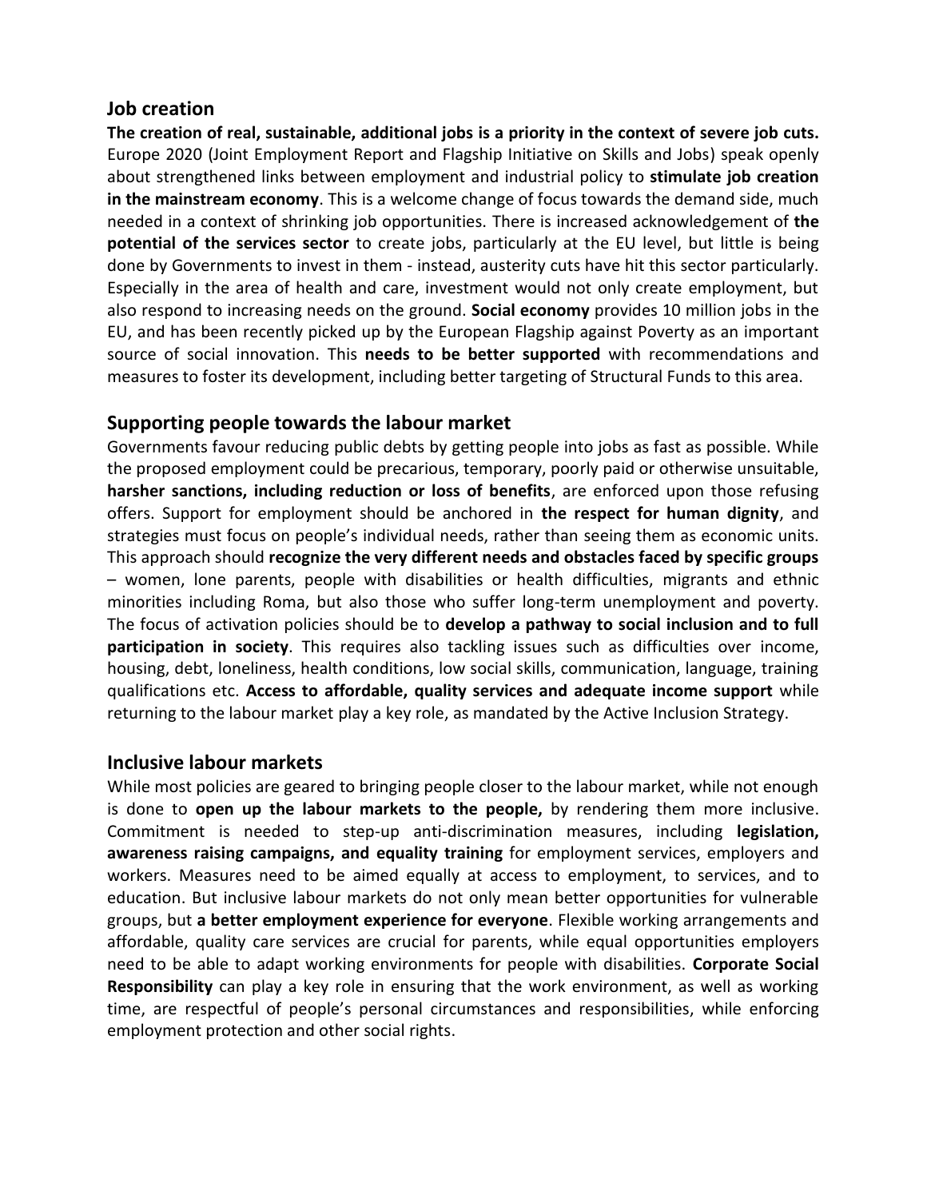## Job creation

**The creation of real, sustainable, additional jobs is a priority in the context of severe job cuts.** Europe 2020 (Joint Employment Report and Flagship Initiative on Skills and Jobs) speak openly about strengthened links between employment and industrial policy to **stimulate job creation in the mainstream economy**. This is a welcome change of focus towards the demand side, much needed in a context of shrinking job opportunities. There is increased acknowledgement of **the potential of the services sector** to create jobs, particularly at the EU level, but little is being done by Governments to invest in them - instead, austerity cuts have hit this sector particularly. Especially in the area of health and care, investment would not only create employment, but also respond to increasing needs on the ground. **Social economy** provides 10 million jobs in the EU, and has been recently picked up by the European Flagship against Poverty as an important source of social innovation. This **needs to be better supported** with recommendations and measures to foster its development, including better targeting of Structural Funds to this area.

## Supporting people towards the labour market

Governments favour reducing public debts by getting people into jobs as fast as possible. While the proposed employment could be precarious, temporary, poorly paid or otherwise unsuitable, **harsher sanctions, including reduction or loss of benefits**, are enforced upon those refusing offers. Support for employment should be anchored in **the respect for human dignity**, and strategies must focus on people's individual needs, rather than seeing them as economic units. This approach should **recognize the very different needs and obstacles faced by specific groups** – women, lone parents, people with disabilities or health difficulties, migrants and ethnic minorities including Roma, but also those who suffer long-term unemployment and poverty. The focus of activation policies should be to **develop a pathway to social inclusion and to full participation in society**. This requires also tackling issues such as difficulties over income, housing, debt, loneliness, health conditions, low social skills, communication, language, training qualifications etc. **Access to affordable, quality services and adequate income support** while returning to the labour market play a key role, as mandated by the Active Inclusion Strategy.

## Inclusive labour markets

While most policies are geared to bringing people closer to the labour market, while not enough is done to **open up the labour markets to the people,** by rendering them more inclusive. Commitment is needed to step-up anti-discrimination measures, including **legislation, awareness raising campaigns, and equality training** for employment services, employers and workers. Measures need to be aimed equally at access to employment, to services, and to education. But inclusive labour markets do not only mean better opportunities for vulnerable groups, but **a better employment experience for everyone**. Flexible working arrangements and affordable, quality care services are crucial for parents, while equal opportunities employers need to be able to adapt working environments for people with disabilities. **Corporate Social Responsibility** can play a key role in ensuring that the work environment, as well as working time, are respectful of people's personal circumstances and responsibilities, while enforcing employment protection and other social rights.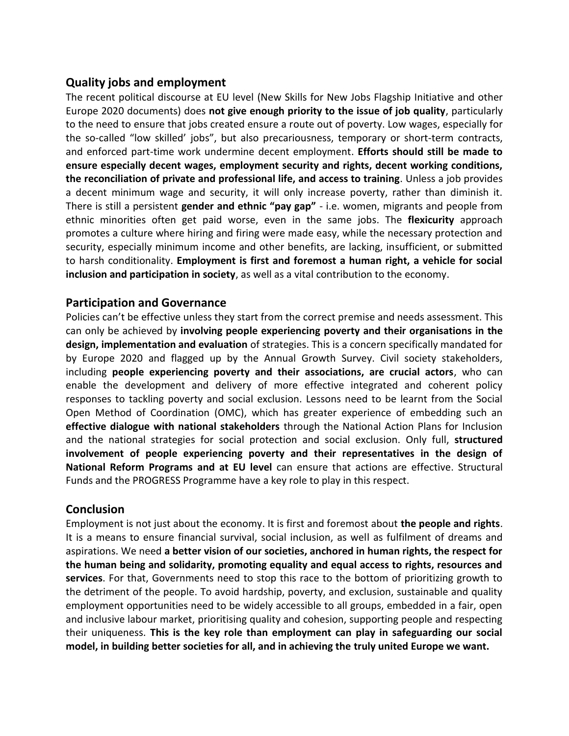## Quality jobs and employment

The recent political discourse at EU level (New Skills for New Jobs Flagship Initiative and other Europe 2020 documents) does **not give enough priority to the issue of job quality**, particularly to the need to ensure that jobs created ensure a route out of poverty. Low wages, especially for the so-called "low skilled' jobs", but also precariousness, temporary or short-term contracts, and enforced part-time work undermine decent employment. **Efforts should still be made to ensure especially decent wages, employment security and rights, decent working conditions, the reconciliation of private and professional life, and access to training**. Unless a job provides a decent minimum wage and security, it will only increase poverty, rather than diminish it. There is still a persistent **gender and ethnic "pay gap"** - i.e. women, migrants and people from ethnic minorities often get paid worse, even in the same jobs. The **flexicurity** approach promotes a culture where hiring and firing were made easy, while the necessary protection and security, especially minimum income and other benefits, are lacking, insufficient, or submitted to harsh conditionality. **Employment is first and foremost a human right, a vehicle for social inclusion and participation in society**, as well as a vital contribution to the economy.

## Participation and Governance

Policies can't be effective unless they start from the correct premise and needs assessment. This can only be achieved by **involving people experiencing poverty and their organisations in the design, implementation and evaluation** of strategies. This is a concern specifically mandated for by Europe 2020 and flagged up by the Annual Growth Survey. Civil society stakeholders, including **people experiencing poverty and their associations, are crucial actors**, who can enable the development and delivery of more effective integrated and coherent policy responses to tackling poverty and social exclusion. Lessons need to be learnt from the Social Open Method of Coordination (OMC), which has greater experience of embedding such an **effective dialogue with national stakeholders** through the National Action Plans for Inclusion and the national strategies for social protection and social exclusion. Only full, **structured involvement of people experiencing poverty and their representatives in the design of National Reform Programs and at EU level** can ensure that actions are effective. Structural Funds and the PROGRESS Programme have a key role to play in this respect.

## Conclusion

Employment is not just about the economy. It is first and foremost about **the people and rights**. It is a means to ensure financial survival, social inclusion, as well as fulfilment of dreams and aspirations. We need **a better vision of our societies, anchored in human rights, the respect for the human being and solidarity, promoting equality and equal access to rights, resources and services**. For that, Governments need to stop this race to the bottom of prioritizing growth to the detriment of the people. To avoid hardship, poverty, and exclusion, sustainable and quality employment opportunities need to be widely accessible to all groups, embedded in a fair, open and inclusive labour market, prioritising quality and cohesion, supporting people and respecting their uniqueness. **This is the key role than employment can play in safeguarding our social model, in building better societies for all, and in achieving the truly united Europe we want.**